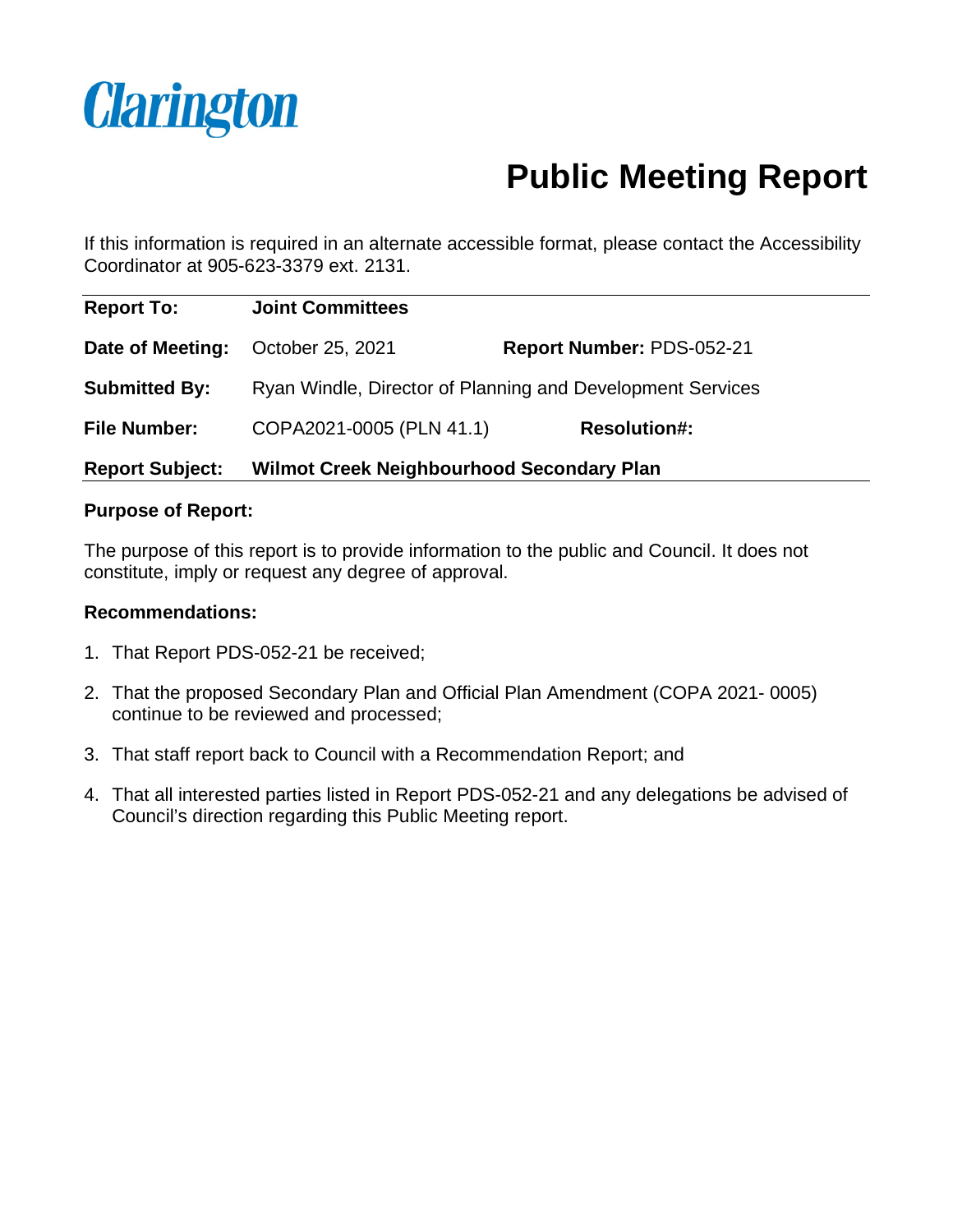Clarington

# Public Meeting Report

If this information is required in an alternate accessible format, please contact the Accessibility Coordinator at 905-623-3379 ext. 2131.

| | | | |
|---|---|---|---|
| **Report To:** | **Joint Committees** | | |
| **Date of Meeting:** | October 25, 2021 | **Report Number:** PDS-052-21 | |
| **Submitted By:** | Ryan Windle, Director of Planning and Development Services | | |
| **File Number:** | COPA2021-0005 (PLN 41.1) | **Resolution#:** | |
| **Report Subject:** | **Wilmot Creek Neighbourhood Secondary Plan** | | |

**Purpose of Report:**

The purpose of this report is to provide information to the public and Council. It does not constitute, imply or request any degree of approval.

**Recommendations:**

1. That Report PDS-052-21 be received;
2. That the proposed Secondary Plan and Official Plan Amendment (COPA 2021- 0005) continue to be reviewed and processed;
3. That staff report back to Council with a Recommendation Report; and
4. That all interested parties listed in Report PDS-052-21 and any delegations be advised of Council's direction regarding this Public Meeting report.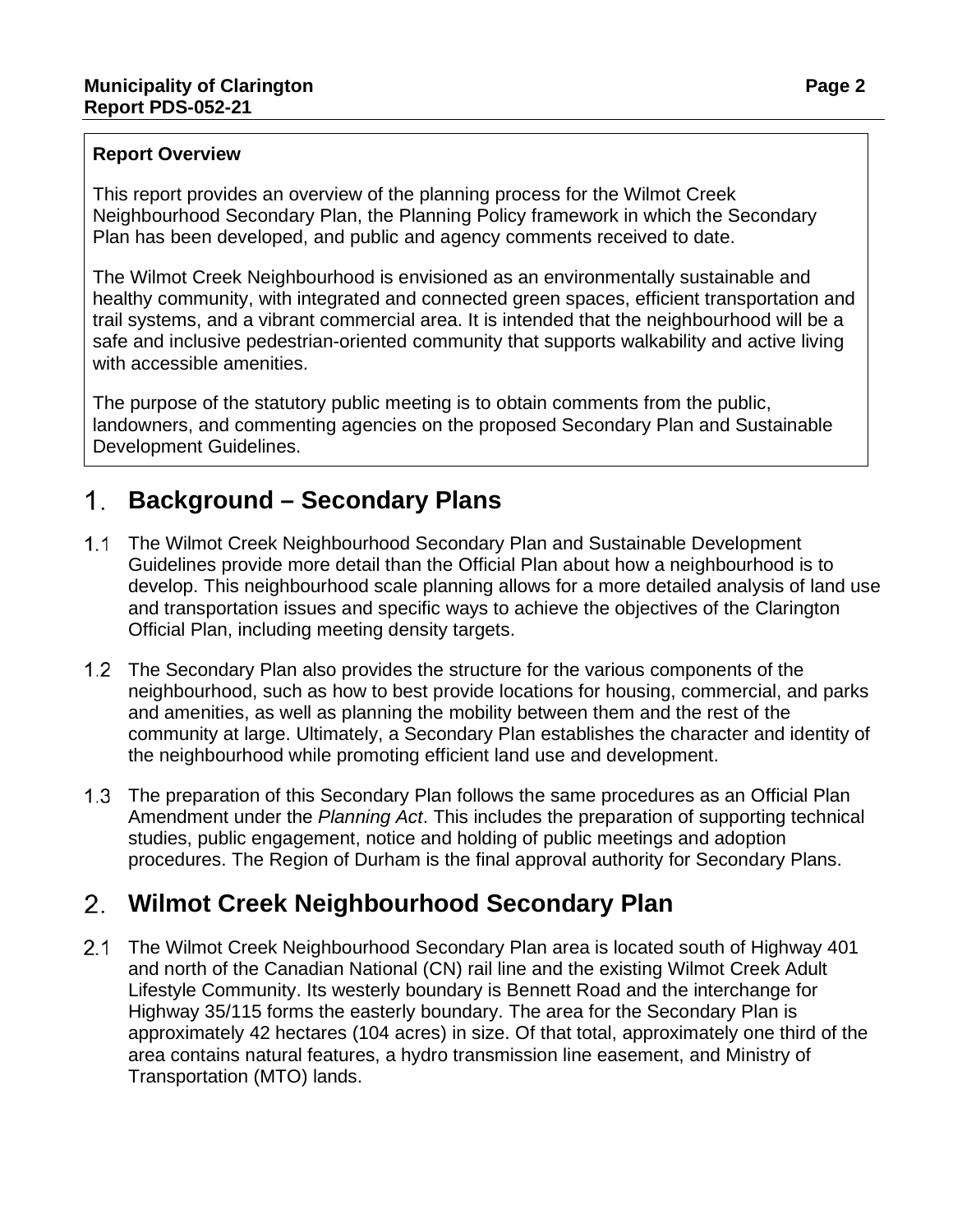**Report Overview**

This report provides an overview of the planning process for the Wilmot Creek Neighbourhood Secondary Plan, the Planning Policy framework in which the Secondary Plan has been developed, and public and agency comments received to date.

The Wilmot Creek Neighbourhood is envisioned as an environmentally sustainable and healthy community, with integrated and connected green spaces, efficient transportation and trail systems, and a vibrant commercial area. It is intended that the neighbourhood will be a safe and inclusive pedestrian-oriented community that supports walkability and active living with accessible amenities.

The purpose of the statutory public meeting is to obtain comments from the public, landowners, and commenting agencies on the proposed Secondary Plan and Sustainable Development Guidelines.

# 1. Background – Secondary Plans

1.1 The Wilmot Creek Neighbourhood Secondary Plan and Sustainable Development Guidelines provide more detail than the Official Plan about how a neighbourhood is to develop. This neighbourhood scale planning allows for a more detailed analysis of land use and transportation issues and specific ways to achieve the objectives of the Clarington Official Plan, including meeting density targets.

1.2 The Secondary Plan also provides the structure for the various components of the neighbourhood, such as how to best provide locations for housing, commercial, and parks and amenities, as well as planning the mobility between them and the rest of the community at large. Ultimately, a Secondary Plan establishes the character and identity of the neighbourhood while promoting efficient land use and development.

1.3 The preparation of this Secondary Plan follows the same procedures as an Official Plan Amendment under the *Planning Act*. This includes the preparation of supporting technical studies, public engagement, notice and holding of public meetings and adoption procedures. The Region of Durham is the final approval authority for Secondary Plans.

# 2. Wilmot Creek Neighbourhood Secondary Plan

2.1 The Wilmot Creek Neighbourhood Secondary Plan area is located south of Highway 401 and north of the Canadian National (CN) rail line and the existing Wilmot Creek Adult Lifestyle Community. Its westerly boundary is Bennett Road and the interchange for Highway 35/115 forms the easterly boundary. The area for the Secondary Plan is approximately 42 hectares (104 acres) in size. Of that total, approximately one third of the area contains natural features, a hydro transmission line easement, and Ministry of Transportation (MTO) lands.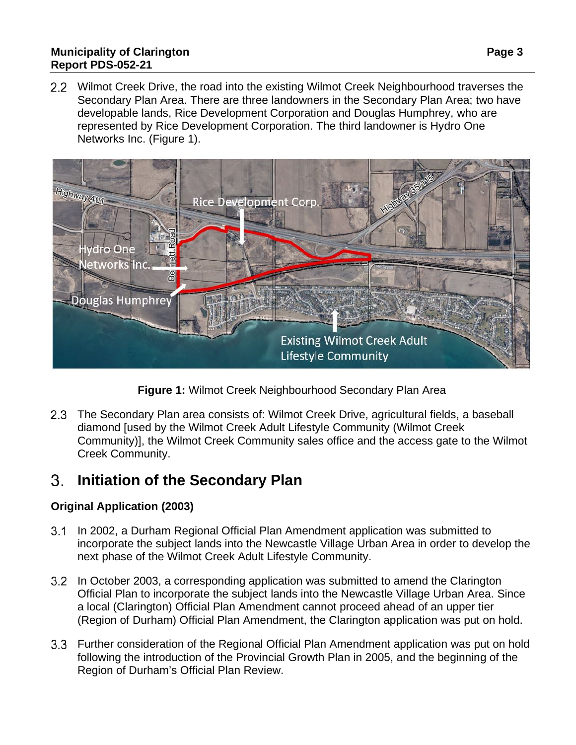2.2 Wilmot Creek Drive, the road into the existing Wilmot Creek Neighbourhood traverses the Secondary Plan Area. There are three landowners in the Secondary Plan Area; two have developable lands, Rice Development Corporation and Douglas Humphrey, who are represented by Rice Development Corporation. The third landowner is Hydro One Networks Inc. (Figure 1).

**Figure 1:** Wilmot Creek Neighbourhood Secondary Plan Area

2.3 The Secondary Plan area consists of: Wilmot Creek Drive, agricultural fields, a baseball diamond [used by the Wilmot Creek Adult Lifestyle Community (Wilmot Creek Community)], the Wilmot Creek Community sales office and the access gate to the Wilmot Creek Community.

# 3. Initiation of the Secondary Plan

### Original Application (2003)

3.1 In 2002, a Durham Regional Official Plan Amendment application was submitted to incorporate the subject lands into the Newcastle Village Urban Area in order to develop the next phase of the Wilmot Creek Adult Lifestyle Community.

3.2 In October 2003, a corresponding application was submitted to amend the Clarington Official Plan to incorporate the subject lands into the Newcastle Village Urban Area. Since a local (Clarington) Official Plan Amendment cannot proceed ahead of an upper tier (Region of Durham) Official Plan Amendment, the Clarington application was put on hold.

3.3 Further consideration of the Regional Official Plan Amendment application was put on hold following the introduction of the Provincial Growth Plan in 2005, and the beginning of the Region of Durham's Official Plan Review.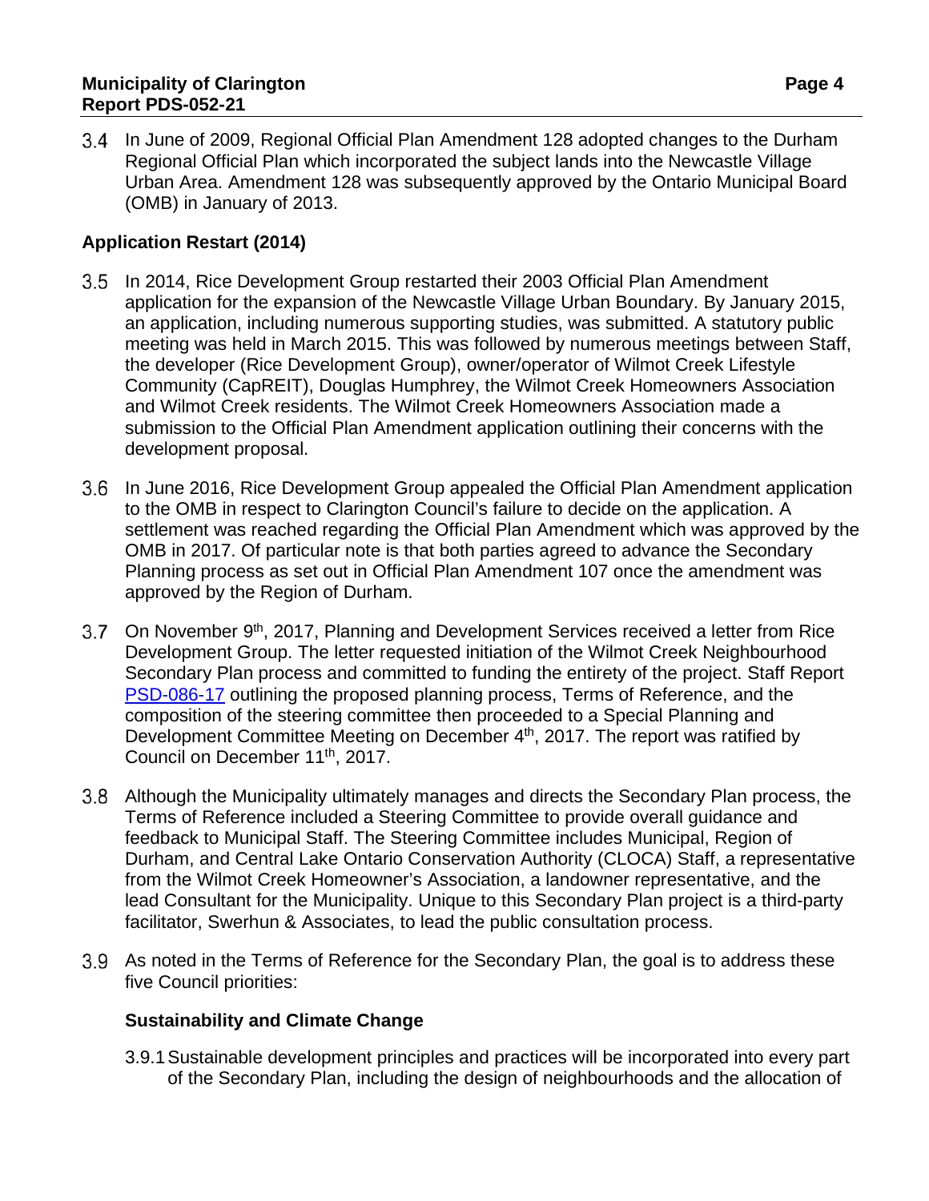3.4 In June of 2009, Regional Official Plan Amendment 128 adopted changes to the Durham Regional Official Plan which incorporated the subject lands into the Newcastle Village Urban Area. Amendment 128 was subsequently approved by the Ontario Municipal Board (OMB) in January of 2013.

**Application Restart (2014)**

3.5 In 2014, Rice Development Group restarted their 2003 Official Plan Amendment application for the expansion of the Newcastle Village Urban Boundary. By January 2015, an application, including numerous supporting studies, was submitted. A statutory public meeting was held in March 2015. This was followed by numerous meetings between Staff, the developer (Rice Development Group), owner/operator of Wilmot Creek Lifestyle Community (CapREIT), Douglas Humphrey, the Wilmot Creek Homeowners Association and Wilmot Creek residents. The Wilmot Creek Homeowners Association made a submission to the Official Plan Amendment application outlining their concerns with the development proposal.

3.6 In June 2016, Rice Development Group appealed the Official Plan Amendment application to the OMB in respect to Clarington Council's failure to decide on the application. A settlement was reached regarding the Official Plan Amendment which was approved by the OMB in 2017. Of particular note is that both parties agreed to advance the Secondary Planning process as set out in Official Plan Amendment 107 once the amendment was approved by the Region of Durham.

3.7 On November 9th, 2017, Planning and Development Services received a letter from Rice Development Group. The letter requested initiation of the Wilmot Creek Neighbourhood Secondary Plan process and committed to funding the entirety of the project. Staff Report PSD-086-17 outlining the proposed planning process, Terms of Reference, and the composition of the steering committee then proceeded to a Special Planning and Development Committee Meeting on December 4th, 2017. The report was ratified by Council on December 11th, 2017.

3.8 Although the Municipality ultimately manages and directs the Secondary Plan process, the Terms of Reference included a Steering Committee to provide overall guidance and feedback to Municipal Staff. The Steering Committee includes Municipal, Region of Durham, and Central Lake Ontario Conservation Authority (CLOCA) Staff, a representative from the Wilmot Creek Homeowner's Association, a landowner representative, and the lead Consultant for the Municipality. Unique to this Secondary Plan project is a third-party facilitator, Swerhun & Associates, to lead the public consultation process.

3.9 As noted in the Terms of Reference for the Secondary Plan, the goal is to address these five Council priorities:

**Sustainability and Climate Change**

3.9.1 Sustainable development principles and practices will be incorporated into every part of the Secondary Plan, including the design of neighbourhoods and the allocation of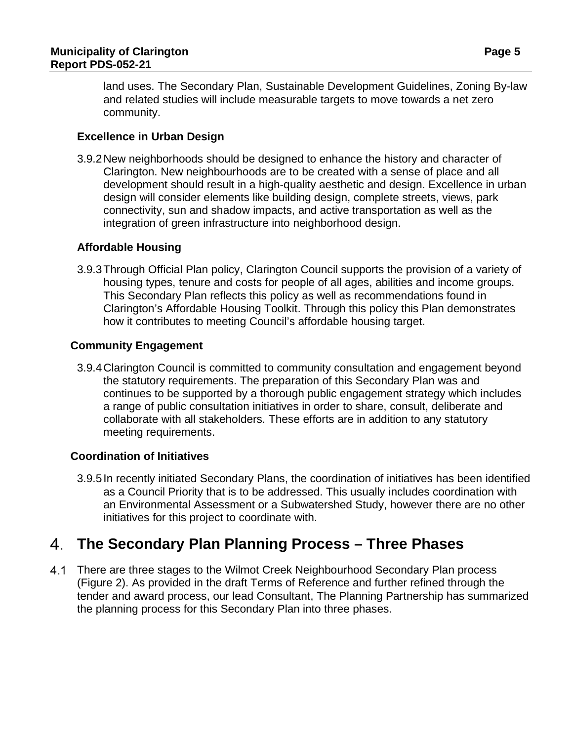land uses. The Secondary Plan, Sustainable Development Guidelines, Zoning By-law and related studies will include measurable targets to move towards a net zero community.

**Excellence in Urban Design**

3.9.2 New neighborhoods should be designed to enhance the history and character of Clarington. New neighbourhoods are to be created with a sense of place and all development should result in a high-quality aesthetic and design. Excellence in urban design will consider elements like building design, complete streets, views, park connectivity, sun and shadow impacts, and active transportation as well as the integration of green infrastructure into neighborhood design.

**Affordable Housing**

3.9.3 Through Official Plan policy, Clarington Council supports the provision of a variety of housing types, tenure and costs for people of all ages, abilities and income groups. This Secondary Plan reflects this policy as well as recommendations found in Clarington's Affordable Housing Toolkit. Through this policy this Plan demonstrates how it contributes to meeting Council's affordable housing target.

**Community Engagement**

3.9.4 Clarington Council is committed to community consultation and engagement beyond the statutory requirements. The preparation of this Secondary Plan was and continues to be supported by a thorough public engagement strategy which includes a range of public consultation initiatives in order to share, consult, deliberate and collaborate with all stakeholders. These efforts are in addition to any statutory meeting requirements.

**Coordination of Initiatives**

3.9.5 In recently initiated Secondary Plans, the coordination of initiatives has been identified as a Council Priority that is to be addressed. This usually includes coordination with an Environmental Assessment or a Subwatershed Study, however there are no other initiatives for this project to coordinate with.

# 4. The Secondary Plan Planning Process – Three Phases

4.1 There are three stages to the Wilmot Creek Neighbourhood Secondary Plan process (Figure 2). As provided in the draft Terms of Reference and further refined through the tender and award process, our lead Consultant, The Planning Partnership has summarized the planning process for this Secondary Plan into three phases.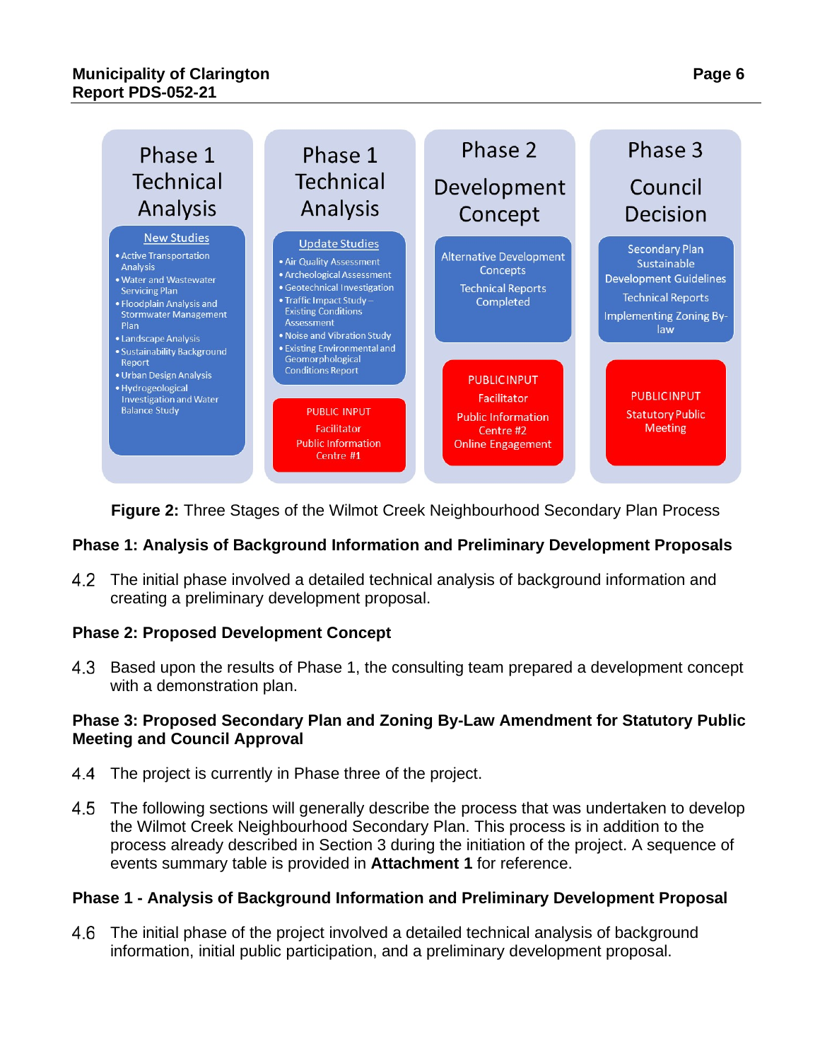| Phase 1 Technical Analysis | Phase 1 Technical Analysis | Phase 2 Development Concept | Phase 3 Council Decision |
|---|---|---|---|
| New Studies<br>• Active Transportation Analysis<br>• Water and Wastewater Servicing Plan<br>• Floodplain Analysis and Stormwater Management Plan<br>• Landscape Analysis<br>• Sustainability Background Report<br>• Urban Design Analysis<br>• Hydrogeological Investigation and Water Balance Study | Update Studies<br>• Air Quality Assessment<br>• Archeological Assessment<br>• Geotechnical Investigation<br>• Traffic Impact Study – Existing Conditions Assessment<br>• Noise and Vibration Study<br>• Existing Environmental and Geomorphological Conditions Report | Alternative Development Concepts<br>Technical Reports Completed | Secondary Plan<br>Sustainable Development Guidelines<br>Technical Reports<br>Implementing Zoning By-law |
| | PUBLIC INPUT<br>Facilitator<br>Public Information Centre #1 | PUBLIC INPUT<br>Facilitator<br>Public Information Centre #2<br>Online Engagement | PUBLIC INPUT<br>Statutory Public Meeting |

**Figure 2:** Three Stages of the Wilmot Creek Neighbourhood Secondary Plan Process

### Phase 1: Analysis of Background Information and Preliminary Development Proposals

4.2 The initial phase involved a detailed technical analysis of background information and creating a preliminary development proposal.

### Phase 2: Proposed Development Concept

4.3 Based upon the results of Phase 1, the consulting team prepared a development concept with a demonstration plan.

### Phase 3: Proposed Secondary Plan and Zoning By-Law Amendment for Statutory Public Meeting and Council Approval

4.4 The project is currently in Phase three of the project.

4.5 The following sections will generally describe the process that was undertaken to develop the Wilmot Creek Neighbourhood Secondary Plan. This process is in addition to the process already described in Section 3 during the initiation of the project. A sequence of events summary table is provided in **Attachment 1** for reference.

### Phase 1 - Analysis of Background Information and Preliminary Development Proposal

4.6 The initial phase of the project involved a detailed technical analysis of background information, initial public participation, and a preliminary development proposal.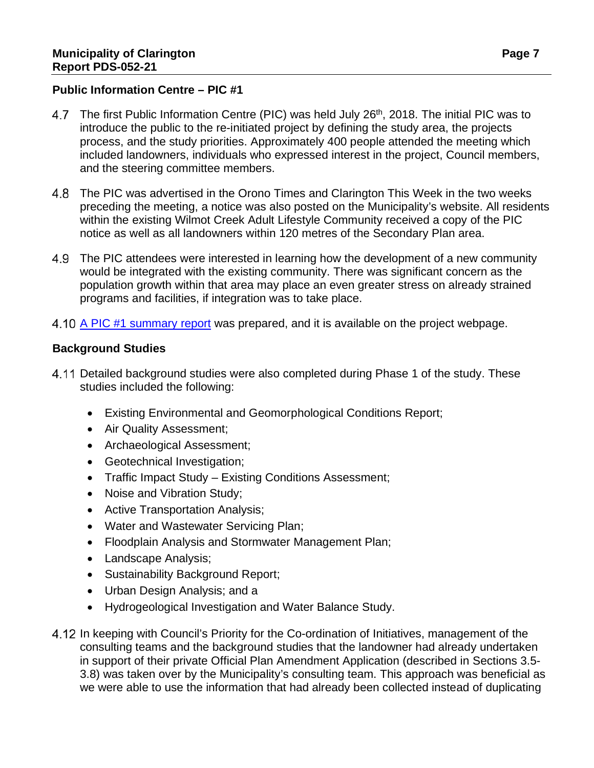## Public Information Centre – PIC #1

4.7 The first Public Information Centre (PIC) was held July 26th, 2018. The initial PIC was to introduce the public to the re-initiated project by defining the study area, the projects process, and the study priorities. Approximately 400 people attended the meeting which included landowners, individuals who expressed interest in the project, Council members, and the steering committee members.

4.8 The PIC was advertised in the Orono Times and Clarington This Week in the two weeks preceding the meeting, a notice was also posted on the Municipality's website. All residents within the existing Wilmot Creek Adult Lifestyle Community received a copy of the PIC notice as well as all landowners within 120 metres of the Secondary Plan area.

4.9 The PIC attendees were interested in learning how the development of a new community would be integrated with the existing community. There was significant concern as the population growth within that area may place an even greater stress on already strained programs and facilities, if integration was to take place.

4.10 A PIC #1 summary report was prepared, and it is available on the project webpage.

## Background Studies

4.11 Detailed background studies were also completed during Phase 1 of the study. These studies included the following:

- Existing Environmental and Geomorphological Conditions Report;
- Air Quality Assessment;
- Archaeological Assessment;
- Geotechnical Investigation;
- Traffic Impact Study – Existing Conditions Assessment;
- Noise and Vibration Study;
- Active Transportation Analysis;
- Water and Wastewater Servicing Plan;
- Floodplain Analysis and Stormwater Management Plan;
- Landscape Analysis;
- Sustainability Background Report;
- Urban Design Analysis; and a
- Hydrogeological Investigation and Water Balance Study.

4.12 In keeping with Council's Priority for the Co-ordination of Initiatives, management of the consulting teams and the background studies that the landowner had already undertaken in support of their private Official Plan Amendment Application (described in Sections 3.5-3.8) was taken over by the Municipality's consulting team. This approach was beneficial as we were able to use the information that had already been collected instead of duplicating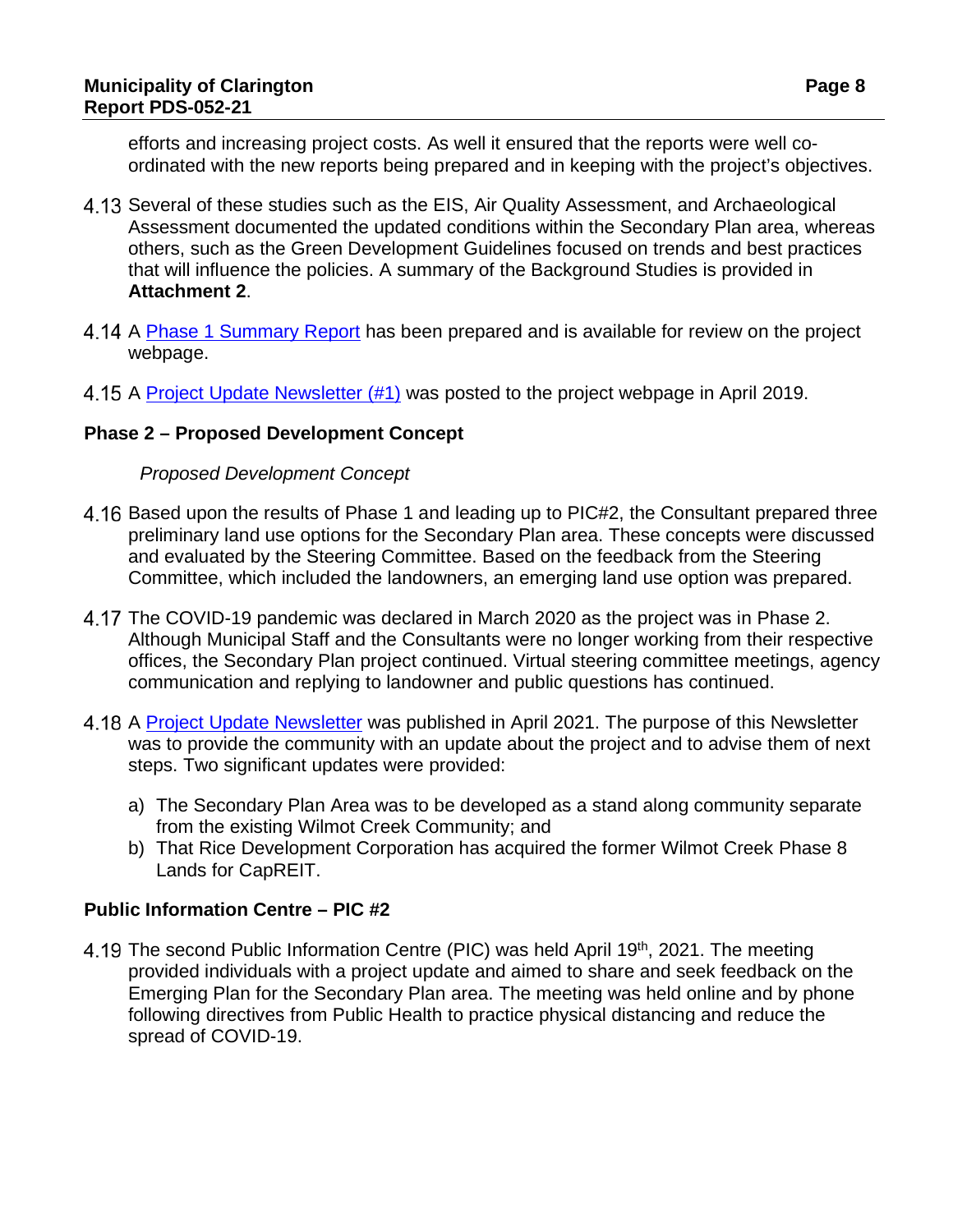efforts and increasing project costs. As well it ensured that the reports were well co-ordinated with the new reports being prepared and in keeping with the project's objectives.

4.13 Several of these studies such as the EIS, Air Quality Assessment, and Archaeological Assessment documented the updated conditions within the Secondary Plan area, whereas others, such as the Green Development Guidelines focused on trends and best practices that will influence the policies. A summary of the Background Studies is provided in **Attachment 2**.

4.14 A Phase 1 Summary Report has been prepared and is available for review on the project webpage.

4.15 A Project Update Newsletter (#1) was posted to the project webpage in April 2019.

### Phase 2 – Proposed Development Concept

*Proposed Development Concept*

4.16 Based upon the results of Phase 1 and leading up to PIC#2, the Consultant prepared three preliminary land use options for the Secondary Plan area. These concepts were discussed and evaluated by the Steering Committee. Based on the feedback from the Steering Committee, which included the landowners, an emerging land use option was prepared.

4.17 The COVID-19 pandemic was declared in March 2020 as the project was in Phase 2. Although Municipal Staff and the Consultants were no longer working from their respective offices, the Secondary Plan project continued. Virtual steering committee meetings, agency communication and replying to landowner and public questions has continued.

4.18 A Project Update Newsletter was published in April 2021. The purpose of this Newsletter was to provide the community with an update about the project and to advise them of next steps. Two significant updates were provided:

a) The Secondary Plan Area was to be developed as a stand along community separate from the existing Wilmot Creek Community; and
b) That Rice Development Corporation has acquired the former Wilmot Creek Phase 8 Lands for CapREIT.

### Public Information Centre – PIC #2

4.19 The second Public Information Centre (PIC) was held April 19th, 2021. The meeting provided individuals with a project update and aimed to share and seek feedback on the Emerging Plan for the Secondary Plan area. The meeting was held online and by phone following directives from Public Health to practice physical distancing and reduce the spread of COVID-19.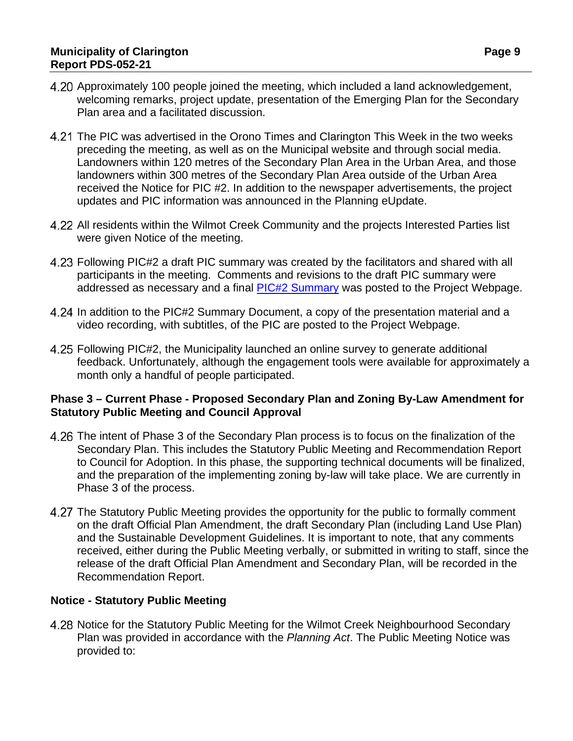4.20 Approximately 100 people joined the meeting, which included a land acknowledgement, welcoming remarks, project update, presentation of the Emerging Plan for the Secondary Plan area and a facilitated discussion.

4.21 The PIC was advertised in the Orono Times and Clarington This Week in the two weeks preceding the meeting, as well as on the Municipal website and through social media. Landowners within 120 metres of the Secondary Plan Area in the Urban Area, and those landowners within 300 metres of the Secondary Plan Area outside of the Urban Area received the Notice for PIC #2. In addition to the newspaper advertisements, the project updates and PIC information was announced in the Planning eUpdate.

4.22 All residents within the Wilmot Creek Community and the projects Interested Parties list were given Notice of the meeting.

4.23 Following PIC#2 a draft PIC summary was created by the facilitators and shared with all participants in the meeting. Comments and revisions to the draft PIC summary were addressed as necessary and a final [PIC#2 Summary] was posted to the Project Webpage.

4.24 In addition to the PIC#2 Summary Document, a copy of the presentation material and a video recording, with subtitles, of the PIC are posted to the Project Webpage.

4.25 Following PIC#2, the Municipality launched an online survey to generate additional feedback. Unfortunately, although the engagement tools were available for approximately a month only a handful of people participated.

**Phase 3 – Current Phase - Proposed Secondary Plan and Zoning By-Law Amendment for Statutory Public Meeting and Council Approval**

4.26 The intent of Phase 3 of the Secondary Plan process is to focus on the finalization of the Secondary Plan. This includes the Statutory Public Meeting and Recommendation Report to Council for Adoption. In this phase, the supporting technical documents will be finalized, and the preparation of the implementing zoning by-law will take place. We are currently in Phase 3 of the process.

4.27 The Statutory Public Meeting provides the opportunity for the public to formally comment on the draft Official Plan Amendment, the draft Secondary Plan (including Land Use Plan) and the Sustainable Development Guidelines. It is important to note, that any comments received, either during the Public Meeting verbally, or submitted in writing to staff, since the release of the draft Official Plan Amendment and Secondary Plan, will be recorded in the Recommendation Report.

**Notice - Statutory Public Meeting**

4.28 Notice for the Statutory Public Meeting for the Wilmot Creek Neighbourhood Secondary Plan was provided in accordance with the *Planning Act*. The Public Meeting Notice was provided to: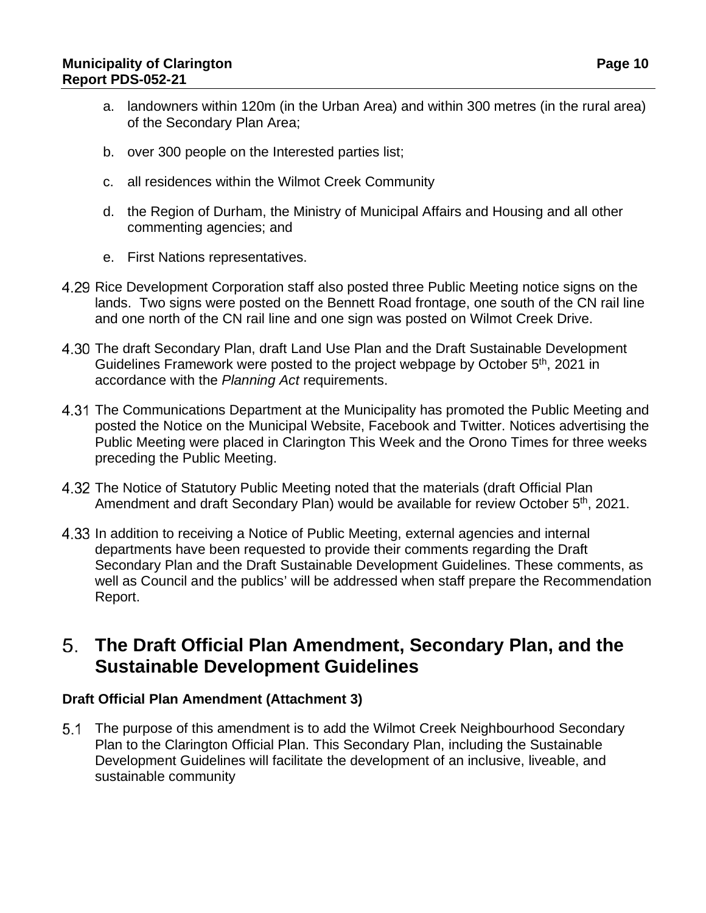a. landowners within 120m (in the Urban Area) and within 300 metres (in the rural area) of the Secondary Plan Area;

b. over 300 people on the Interested parties list;

c. all residences within the Wilmot Creek Community

d. the Region of Durham, the Ministry of Municipal Affairs and Housing and all other commenting agencies; and

e. First Nations representatives.

4.29 Rice Development Corporation staff also posted three Public Meeting notice signs on the lands. Two signs were posted on the Bennett Road frontage, one south of the CN rail line and one north of the CN rail line and one sign was posted on Wilmot Creek Drive.

4.30 The draft Secondary Plan, draft Land Use Plan and the Draft Sustainable Development Guidelines Framework were posted to the project webpage by October 5th, 2021 in accordance with the *Planning Act* requirements.

4.31 The Communications Department at the Municipality has promoted the Public Meeting and posted the Notice on the Municipal Website, Facebook and Twitter. Notices advertising the Public Meeting were placed in Clarington This Week and the Orono Times for three weeks preceding the Public Meeting.

4.32 The Notice of Statutory Public Meeting noted that the materials (draft Official Plan Amendment and draft Secondary Plan) would be available for review October 5th, 2021.

4.33 In addition to receiving a Notice of Public Meeting, external agencies and internal departments have been requested to provide their comments regarding the Draft Secondary Plan and the Draft Sustainable Development Guidelines. These comments, as well as Council and the publics' will be addressed when staff prepare the Recommendation Report.

## 5. The Draft Official Plan Amendment, Secondary Plan, and the Sustainable Development Guidelines

### Draft Official Plan Amendment (Attachment 3)

5.1 The purpose of this amendment is to add the Wilmot Creek Neighbourhood Secondary Plan to the Clarington Official Plan. This Secondary Plan, including the Sustainable Development Guidelines will facilitate the development of an inclusive, liveable, and sustainable community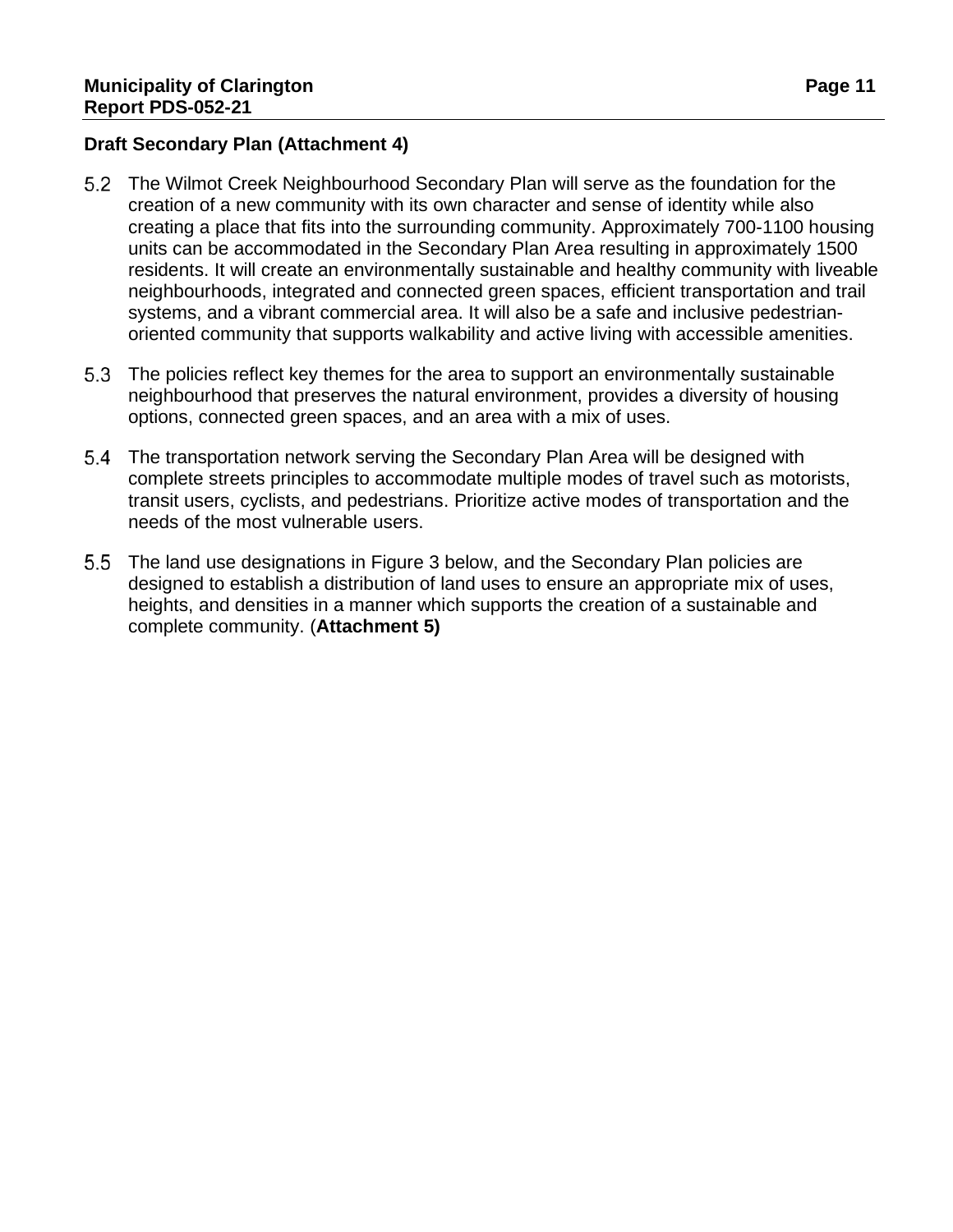**Draft Secondary Plan (Attachment 4)**

5.2 The Wilmot Creek Neighbourhood Secondary Plan will serve as the foundation for the creation of a new community with its own character and sense of identity while also creating a place that fits into the surrounding community. Approximately 700-1100 housing units can be accommodated in the Secondary Plan Area resulting in approximately 1500 residents. It will create an environmentally sustainable and healthy community with liveable neighbourhoods, integrated and connected green spaces, efficient transportation and trail systems, and a vibrant commercial area. It will also be a safe and inclusive pedestrian-oriented community that supports walkability and active living with accessible amenities.

5.3 The policies reflect key themes for the area to support an environmentally sustainable neighbourhood that preserves the natural environment, provides a diversity of housing options, connected green spaces, and an area with a mix of uses.

5.4 The transportation network serving the Secondary Plan Area will be designed with complete streets principles to accommodate multiple modes of travel such as motorists, transit users, cyclists, and pedestrians. Prioritize active modes of transportation and the needs of the most vulnerable users.

5.5 The land use designations in Figure 3 below, and the Secondary Plan policies are designed to establish a distribution of land uses to ensure an appropriate mix of uses, heights, and densities in a manner which supports the creation of a sustainable and complete community. (**Attachment 5)**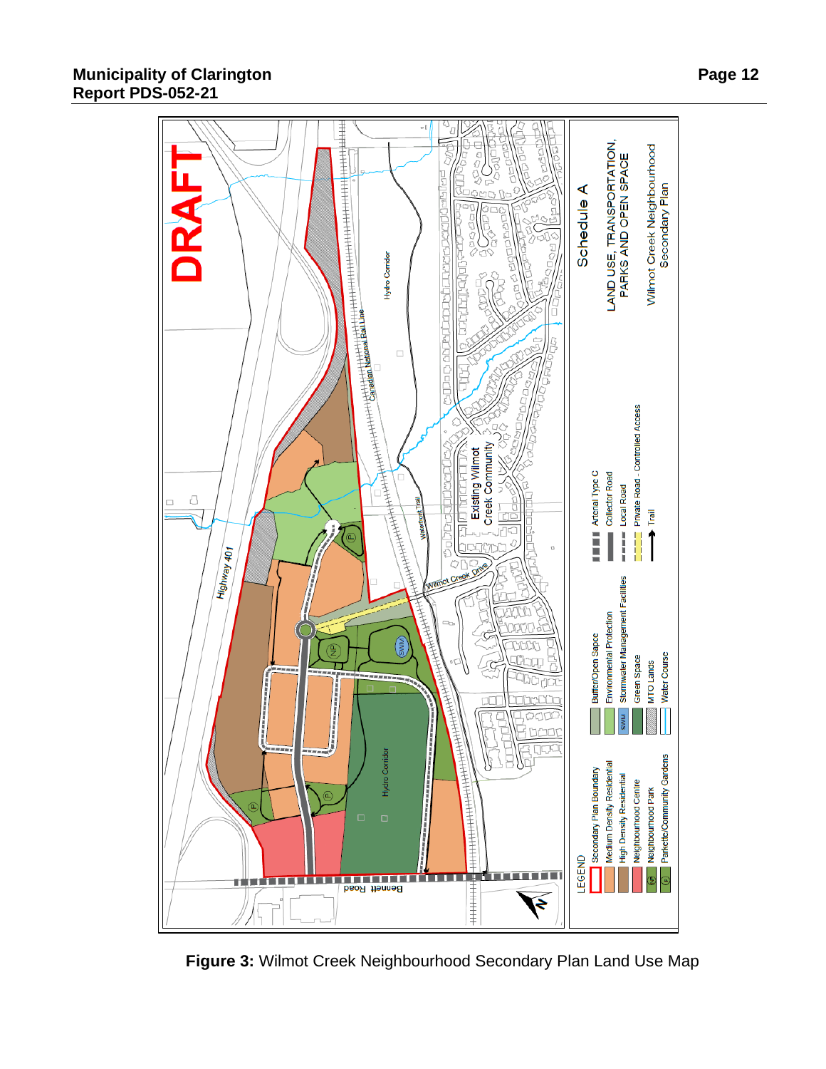DRAFT

Hydro Corridor

Canadian National Rail Line

Highway 401

Waterfront Trail

Existing Wilmot Creek Community

Wilmot Creek Drive

SWM

NP

P

Hydro Corridor

Bennett Road

Schedule A

LAND USE, TRANSPORTATION, PARKS AND OPEN SPACE

Wilmot Creek Neighbourhood Secondary Plan

LEGEND

Secondary Plan Boundary

Medium Density Residential

High Density Residential

Neighbourhood Centre

NP Neighbourhood Park

P Parkette/Community Gardens

Buffer/Open Sapce

Environmental Protection

SWM Stormwater Management Facilities

Green Space

MTO Lands

Water Course

Arterial Type C

Collector Road

Local Road

Private Road - Controlled Access

Trail

**Figure 3:** Wilmot Creek Neighbourhood Secondary Plan Land Use Map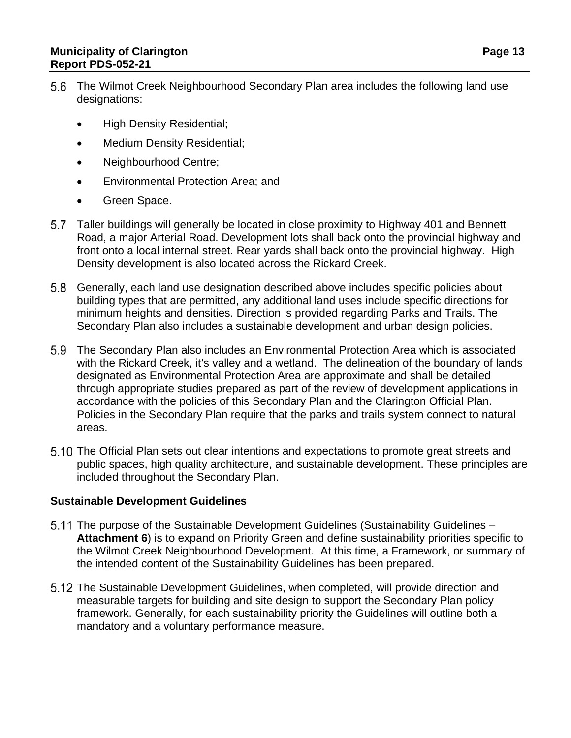5.6 The Wilmot Creek Neighbourhood Secondary Plan area includes the following land use designations:

- High Density Residential;
- Medium Density Residential;
- Neighbourhood Centre;
- Environmental Protection Area; and
- Green Space.

5.7 Taller buildings will generally be located in close proximity to Highway 401 and Bennett Road, a major Arterial Road. Development lots shall back onto the provincial highway and front onto a local internal street. Rear yards shall back onto the provincial highway. High Density development is also located across the Rickard Creek.

5.8 Generally, each land use designation described above includes specific policies about building types that are permitted, any additional land uses include specific directions for minimum heights and densities. Direction is provided regarding Parks and Trails. The Secondary Plan also includes a sustainable development and urban design policies.

5.9 The Secondary Plan also includes an Environmental Protection Area which is associated with the Rickard Creek, it's valley and a wetland. The delineation of the boundary of lands designated as Environmental Protection Area are approximate and shall be detailed through appropriate studies prepared as part of the review of development applications in accordance with the policies of this Secondary Plan and the Clarington Official Plan. Policies in the Secondary Plan require that the parks and trails system connect to natural areas.

5.10 The Official Plan sets out clear intentions and expectations to promote great streets and public spaces, high quality architecture, and sustainable development. These principles are included throughout the Secondary Plan.

**Sustainable Development Guidelines**

5.11 The purpose of the Sustainable Development Guidelines (Sustainability Guidelines – **Attachment 6**) is to expand on Priority Green and define sustainability priorities specific to the Wilmot Creek Neighbourhood Development. At this time, a Framework, or summary of the intended content of the Sustainability Guidelines has been prepared.

5.12 The Sustainable Development Guidelines, when completed, will provide direction and measurable targets for building and site design to support the Secondary Plan policy framework. Generally, for each sustainability priority the Guidelines will outline both a mandatory and a voluntary performance measure.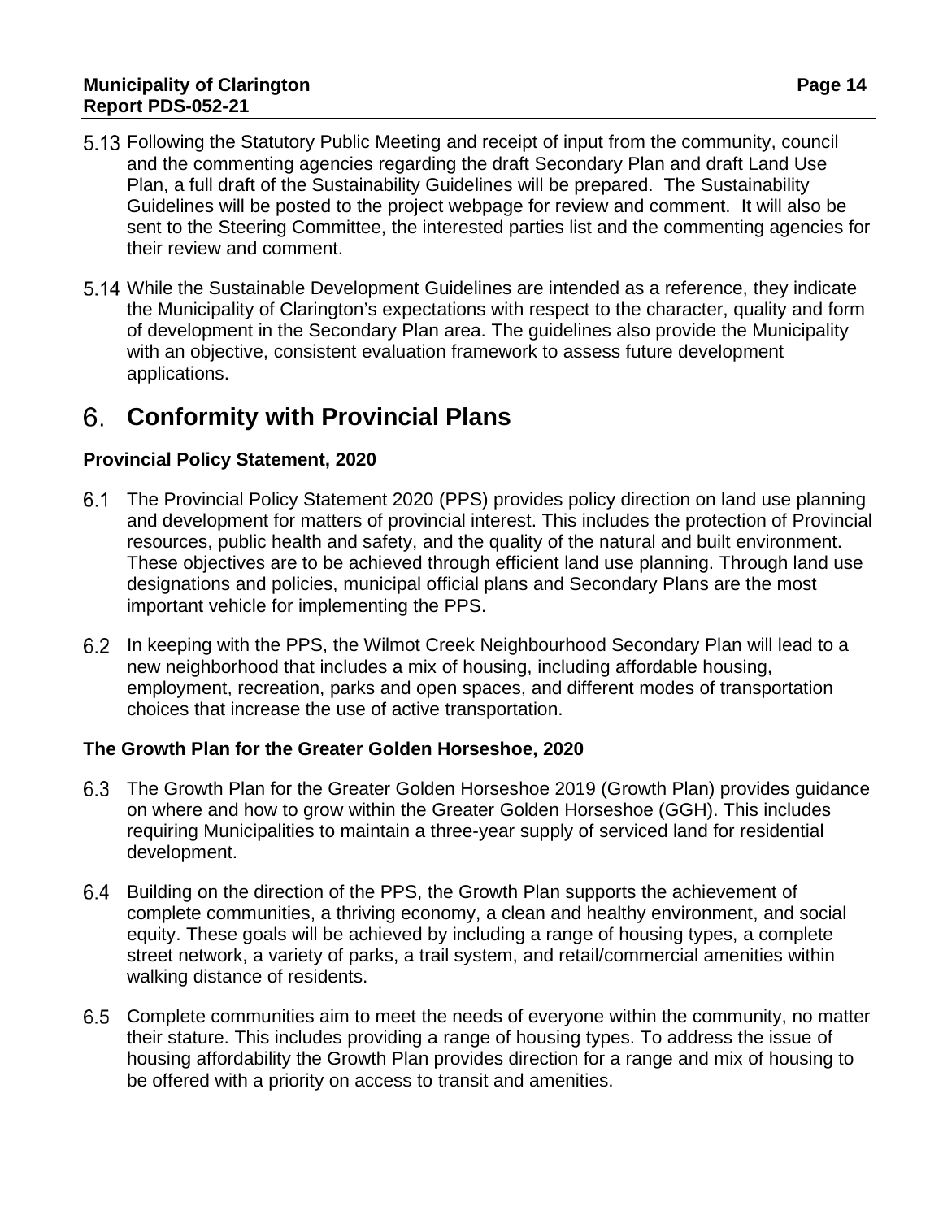5.13 Following the Statutory Public Meeting and receipt of input from the community, council and the commenting agencies regarding the draft Secondary Plan and draft Land Use Plan, a full draft of the Sustainability Guidelines will be prepared. The Sustainability Guidelines will be posted to the project webpage for review and comment. It will also be sent to the Steering Committee, the interested parties list and the commenting agencies for their review and comment.

5.14 While the Sustainable Development Guidelines are intended as a reference, they indicate the Municipality of Clarington's expectations with respect to the character, quality and form of development in the Secondary Plan area. The guidelines also provide the Municipality with an objective, consistent evaluation framework to assess future development applications.

# 6. Conformity with Provincial Plans

### Provincial Policy Statement, 2020

6.1 The Provincial Policy Statement 2020 (PPS) provides policy direction on land use planning and development for matters of provincial interest. This includes the protection of Provincial resources, public health and safety, and the quality of the natural and built environment. These objectives are to be achieved through efficient land use planning. Through land use designations and policies, municipal official plans and Secondary Plans are the most important vehicle for implementing the PPS.

6.2 In keeping with the PPS, the Wilmot Creek Neighbourhood Secondary Plan will lead to a new neighborhood that includes a mix of housing, including affordable housing, employment, recreation, parks and open spaces, and different modes of transportation choices that increase the use of active transportation.

### The Growth Plan for the Greater Golden Horseshoe, 2020

6.3 The Growth Plan for the Greater Golden Horseshoe 2019 (Growth Plan) provides guidance on where and how to grow within the Greater Golden Horseshoe (GGH). This includes requiring Municipalities to maintain a three-year supply of serviced land for residential development.

6.4 Building on the direction of the PPS, the Growth Plan supports the achievement of complete communities, a thriving economy, a clean and healthy environment, and social equity. These goals will be achieved by including a range of housing types, a complete street network, a variety of parks, a trail system, and retail/commercial amenities within walking distance of residents.

6.5 Complete communities aim to meet the needs of everyone within the community, no matter their stature. This includes providing a range of housing types. To address the issue of housing affordability the Growth Plan provides direction for a range and mix of housing to be offered with a priority on access to transit and amenities.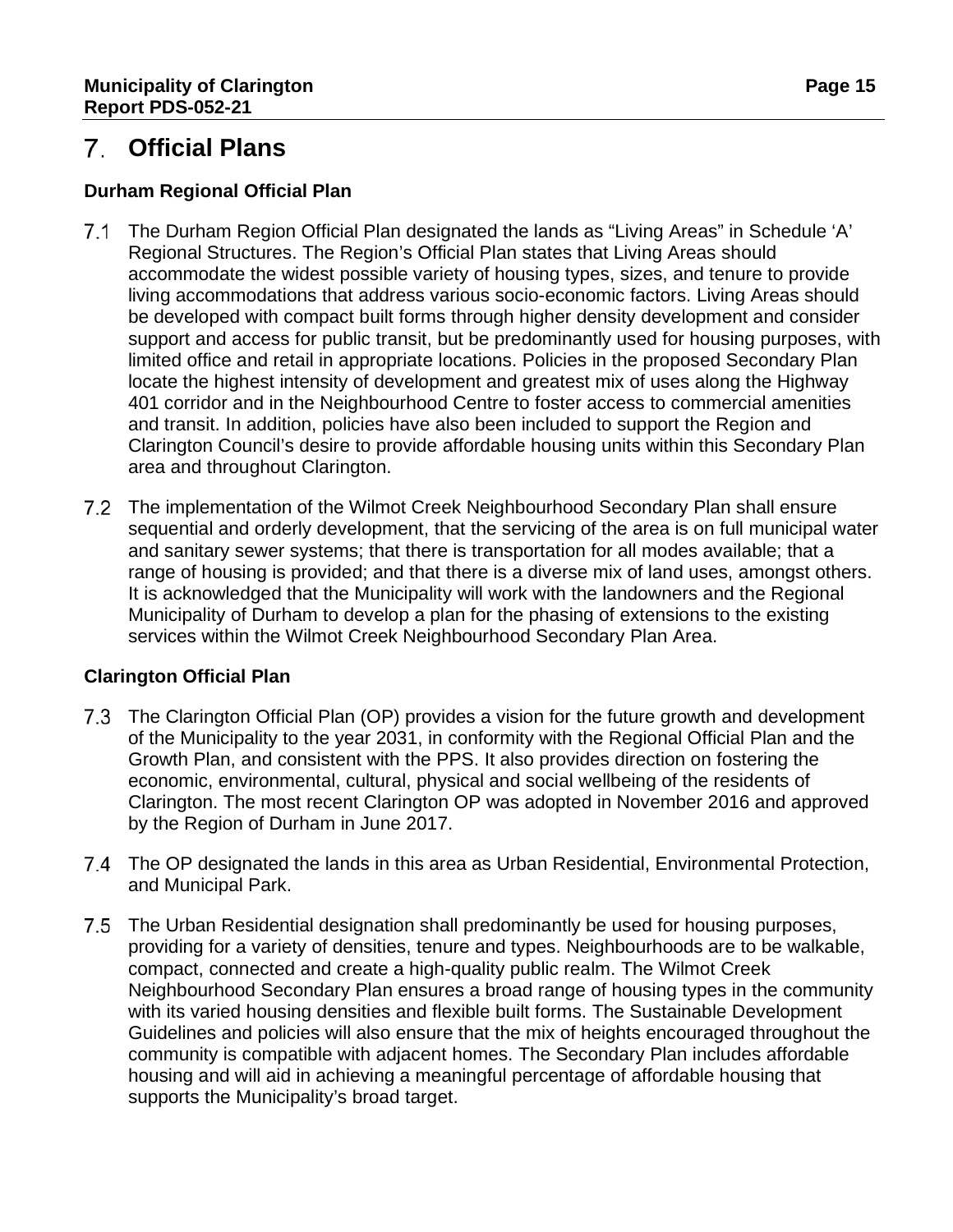# 7. Official Plans

### Durham Regional Official Plan

7.1 The Durham Region Official Plan designated the lands as "Living Areas" in Schedule 'A' Regional Structures. The Region's Official Plan states that Living Areas should accommodate the widest possible variety of housing types, sizes, and tenure to provide living accommodations that address various socio-economic factors. Living Areas should be developed with compact built forms through higher density development and consider support and access for public transit, but be predominantly used for housing purposes, with limited office and retail in appropriate locations. Policies in the proposed Secondary Plan locate the highest intensity of development and greatest mix of uses along the Highway 401 corridor and in the Neighbourhood Centre to foster access to commercial amenities and transit. In addition, policies have also been included to support the Region and Clarington Council's desire to provide affordable housing units within this Secondary Plan area and throughout Clarington.

7.2 The implementation of the Wilmot Creek Neighbourhood Secondary Plan shall ensure sequential and orderly development, that the servicing of the area is on full municipal water and sanitary sewer systems; that there is transportation for all modes available; that a range of housing is provided; and that there is a diverse mix of land uses, amongst others. It is acknowledged that the Municipality will work with the landowners and the Regional Municipality of Durham to develop a plan for the phasing of extensions to the existing services within the Wilmot Creek Neighbourhood Secondary Plan Area.

### Clarington Official Plan

7.3 The Clarington Official Plan (OP) provides a vision for the future growth and development of the Municipality to the year 2031, in conformity with the Regional Official Plan and the Growth Plan, and consistent with the PPS. It also provides direction on fostering the economic, environmental, cultural, physical and social wellbeing of the residents of Clarington. The most recent Clarington OP was adopted in November 2016 and approved by the Region of Durham in June 2017.

7.4 The OP designated the lands in this area as Urban Residential, Environmental Protection, and Municipal Park.

7.5 The Urban Residential designation shall predominantly be used for housing purposes, providing for a variety of densities, tenure and types. Neighbourhoods are to be walkable, compact, connected and create a high-quality public realm. The Wilmot Creek Neighbourhood Secondary Plan ensures a broad range of housing types in the community with its varied housing densities and flexible built forms. The Sustainable Development Guidelines and policies will also ensure that the mix of heights encouraged throughout the community is compatible with adjacent homes. The Secondary Plan includes affordable housing and will aid in achieving a meaningful percentage of affordable housing that supports the Municipality's broad target.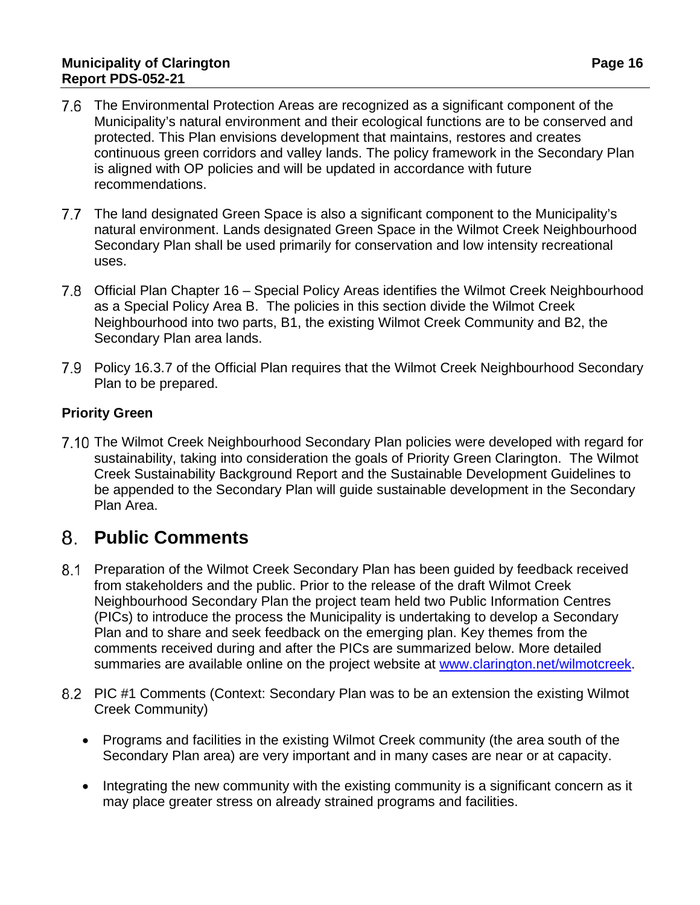7.6 The Environmental Protection Areas are recognized as a significant component of the Municipality's natural environment and their ecological functions are to be conserved and protected. This Plan envisions development that maintains, restores and creates continuous green corridors and valley lands. The policy framework in the Secondary Plan is aligned with OP policies and will be updated in accordance with future recommendations.

7.7 The land designated Green Space is also a significant component to the Municipality's natural environment. Lands designated Green Space in the Wilmot Creek Neighbourhood Secondary Plan shall be used primarily for conservation and low intensity recreational uses.

7.8 Official Plan Chapter 16 – Special Policy Areas identifies the Wilmot Creek Neighbourhood as a Special Policy Area B. The policies in this section divide the Wilmot Creek Neighbourhood into two parts, B1, the existing Wilmot Creek Community and B2, the Secondary Plan area lands.

7.9 Policy 16.3.7 of the Official Plan requires that the Wilmot Creek Neighbourhood Secondary Plan to be prepared.

**Priority Green**

7.10 The Wilmot Creek Neighbourhood Secondary Plan policies were developed with regard for sustainability, taking into consideration the goals of Priority Green Clarington. The Wilmot Creek Sustainability Background Report and the Sustainable Development Guidelines to be appended to the Secondary Plan will guide sustainable development in the Secondary Plan Area.

# 8. Public Comments

8.1 Preparation of the Wilmot Creek Secondary Plan has been guided by feedback received from stakeholders and the public. Prior to the release of the draft Wilmot Creek Neighbourhood Secondary Plan the project team held two Public Information Centres (PICs) to introduce the process the Municipality is undertaking to develop a Secondary Plan and to share and seek feedback on the emerging plan. Key themes from the comments received during and after the PICs are summarized below. More detailed summaries are available online on the project website at www.clarington.net/wilmotcreek.

8.2 PIC #1 Comments (Context: Secondary Plan was to be an extension the existing Wilmot Creek Community)

- Programs and facilities in the existing Wilmot Creek community (the area south of the Secondary Plan area) are very important and in many cases are near or at capacity.
- Integrating the new community with the existing community is a significant concern as it may place greater stress on already strained programs and facilities.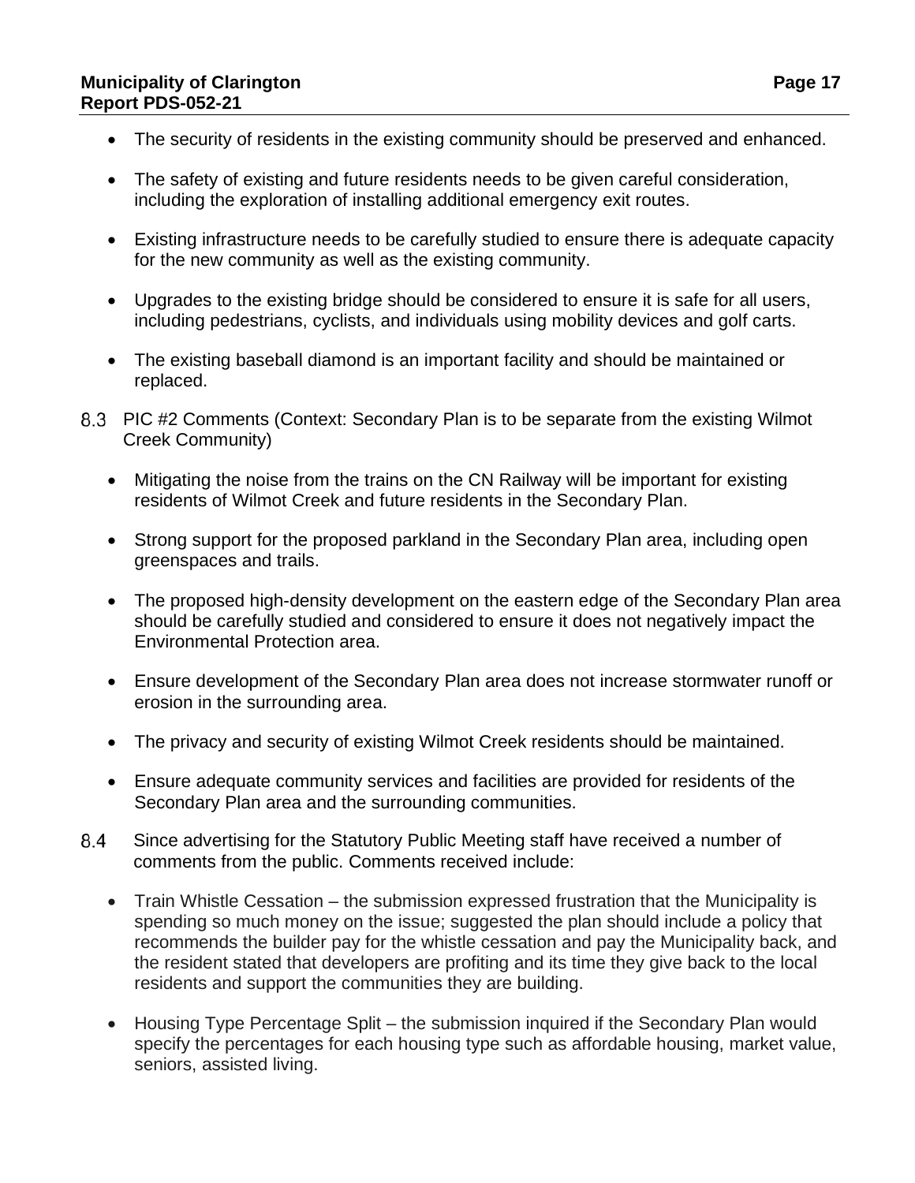- The security of residents in the existing community should be preserved and enhanced.
- The safety of existing and future residents needs to be given careful consideration, including the exploration of installing additional emergency exit routes.
- Existing infrastructure needs to be carefully studied to ensure there is adequate capacity for the new community as well as the existing community.
- Upgrades to the existing bridge should be considered to ensure it is safe for all users, including pedestrians, cyclists, and individuals using mobility devices and golf carts.
- The existing baseball diamond is an important facility and should be maintained or replaced.

8.3 PIC #2 Comments (Context: Secondary Plan is to be separate from the existing Wilmot Creek Community)

- Mitigating the noise from the trains on the CN Railway will be important for existing residents of Wilmot Creek and future residents in the Secondary Plan.
- Strong support for the proposed parkland in the Secondary Plan area, including open greenspaces and trails.
- The proposed high-density development on the eastern edge of the Secondary Plan area should be carefully studied and considered to ensure it does not negatively impact the Environmental Protection area.
- Ensure development of the Secondary Plan area does not increase stormwater runoff or erosion in the surrounding area.
- The privacy and security of existing Wilmot Creek residents should be maintained.
- Ensure adequate community services and facilities are provided for residents of the Secondary Plan area and the surrounding communities.

8.4 Since advertising for the Statutory Public Meeting staff have received a number of comments from the public. Comments received include:

- Train Whistle Cessation – the submission expressed frustration that the Municipality is spending so much money on the issue; suggested the plan should include a policy that recommends the builder pay for the whistle cessation and pay the Municipality back, and the resident stated that developers are profiting and its time they give back to the local residents and support the communities they are building.
- Housing Type Percentage Split – the submission inquired if the Secondary Plan would specify the percentages for each housing type such as affordable housing, market value, seniors, assisted living.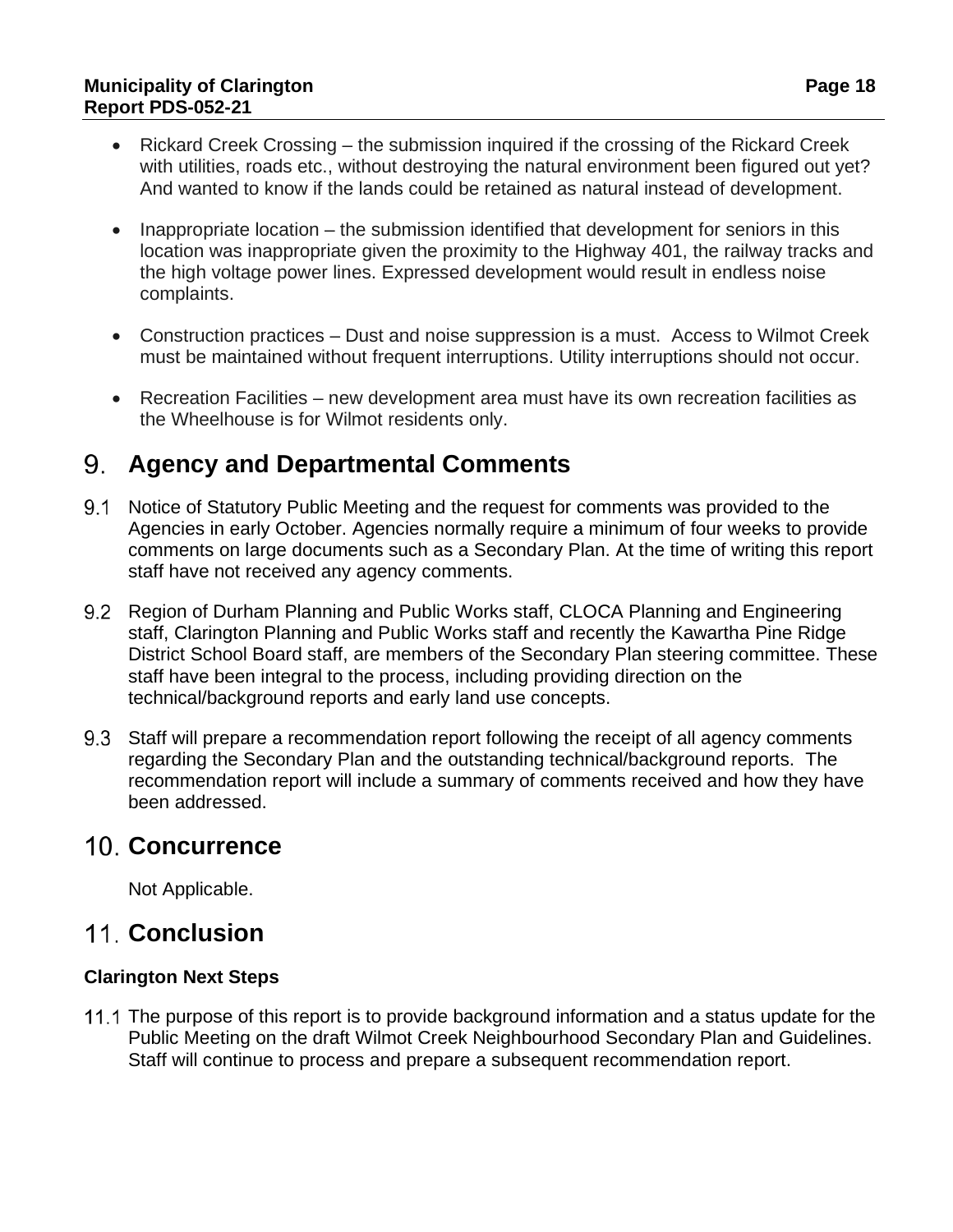- Rickard Creek Crossing – the submission inquired if the crossing of the Rickard Creek with utilities, roads etc., without destroying the natural environment been figured out yet? And wanted to know if the lands could be retained as natural instead of development.
- Inappropriate location – the submission identified that development for seniors in this location was inappropriate given the proximity to the Highway 401, the railway tracks and the high voltage power lines. Expressed development would result in endless noise complaints.
- Construction practices – Dust and noise suppression is a must. Access to Wilmot Creek must be maintained without frequent interruptions. Utility interruptions should not occur.
- Recreation Facilities – new development area must have its own recreation facilities as the Wheelhouse is for Wilmot residents only.

# 9. Agency and Departmental Comments

9.1 Notice of Statutory Public Meeting and the request for comments was provided to the Agencies in early October. Agencies normally require a minimum of four weeks to provide comments on large documents such as a Secondary Plan. At the time of writing this report staff have not received any agency comments.

9.2 Region of Durham Planning and Public Works staff, CLOCA Planning and Engineering staff, Clarington Planning and Public Works staff and recently the Kawartha Pine Ridge District School Board staff, are members of the Secondary Plan steering committee. These staff have been integral to the process, including providing direction on the technical/background reports and early land use concepts.

9.3 Staff will prepare a recommendation report following the receipt of all agency comments regarding the Secondary Plan and the outstanding technical/background reports. The recommendation report will include a summary of comments received and how they have been addressed.

# 10. Concurrence

Not Applicable.

# 11. Conclusion

### Clarington Next Steps

11.1 The purpose of this report is to provide background information and a status update for the Public Meeting on the draft Wilmot Creek Neighbourhood Secondary Plan and Guidelines. Staff will continue to process and prepare a subsequent recommendation report.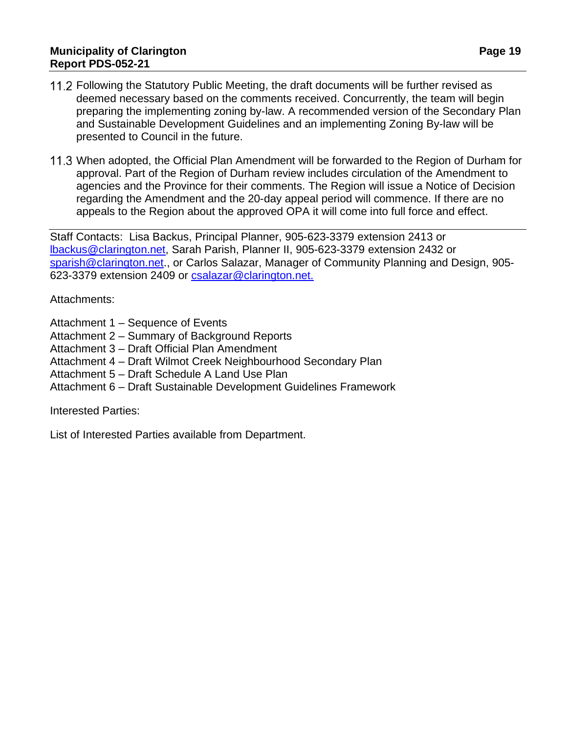11.2 Following the Statutory Public Meeting, the draft documents will be further revised as deemed necessary based on the comments received. Concurrently, the team will begin preparing the implementing zoning by-law. A recommended version of the Secondary Plan and Sustainable Development Guidelines and an implementing Zoning By-law will be presented to Council in the future.

11.3 When adopted, the Official Plan Amendment will be forwarded to the Region of Durham for approval. Part of the Region of Durham review includes circulation of the Amendment to agencies and the Province for their comments. The Region will issue a Notice of Decision regarding the Amendment and the 20-day appeal period will commence. If there are no appeals to the Region about the approved OPA it will come into full force and effect.

---

Staff Contacts: Lisa Backus, Principal Planner, 905-623-3379 extension 2413 or lbackus@clarington.net, Sarah Parish, Planner II, 905-623-3379 extension 2432 or sparish@clarington.net., or Carlos Salazar, Manager of Community Planning and Design, 905-623-3379 extension 2409 or csalazar@clarington.net.

Attachments:

Attachment 1 – Sequence of Events
Attachment 2 – Summary of Background Reports
Attachment 3 – Draft Official Plan Amendment
Attachment 4 – Draft Wilmot Creek Neighbourhood Secondary Plan
Attachment 5 – Draft Schedule A Land Use Plan
Attachment 6 – Draft Sustainable Development Guidelines Framework

Interested Parties:

List of Interested Parties available from Department.